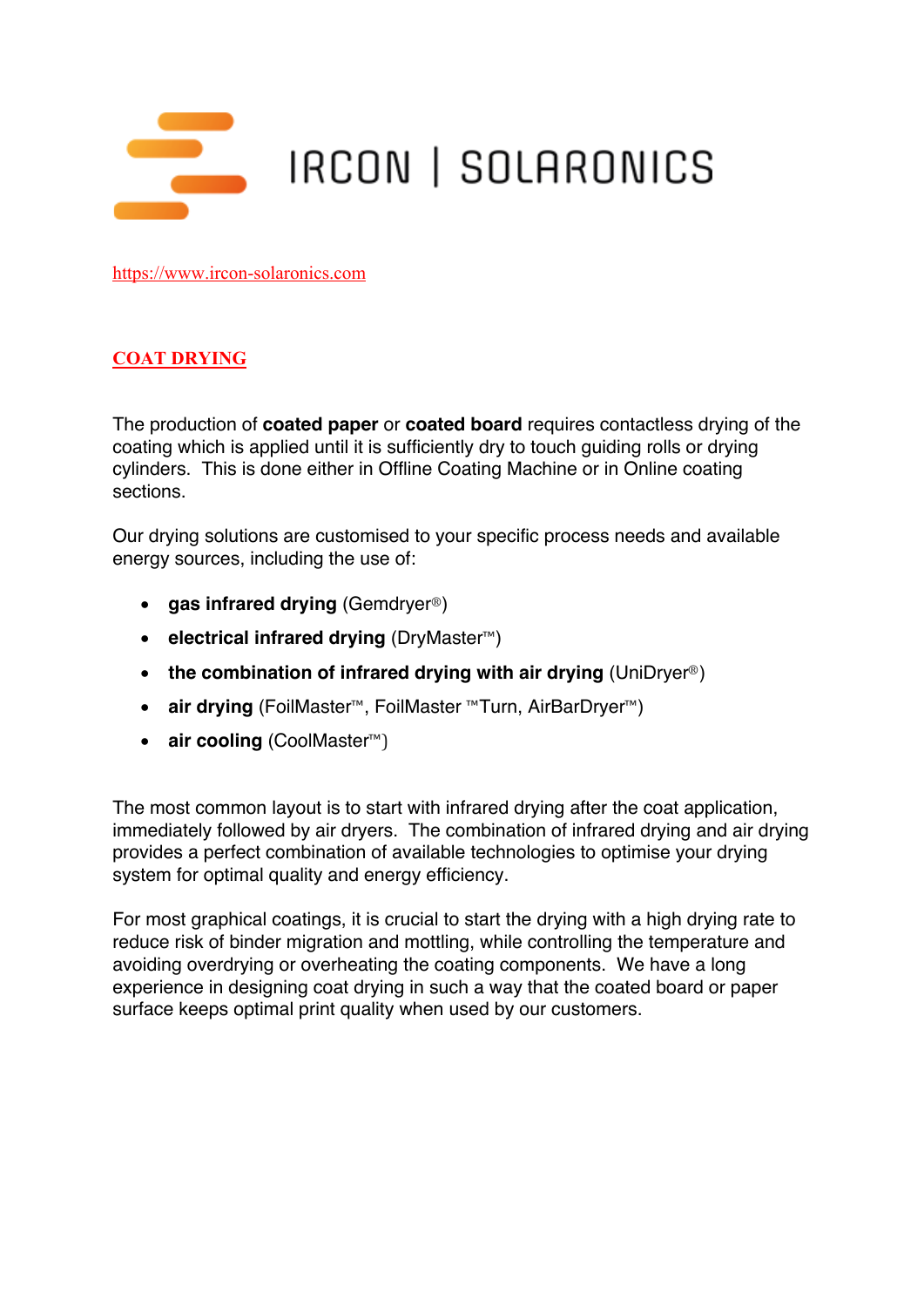IRCON | SOLARONICS

https://www.ircon-solaronics.com

## COAT DRYING

The production of **coated paper** or **coated board** requires contactless drying of the coating which is applied until it is sufficiently dry to touch guiding rolls or drying cylinders. This is done either in Offline Coating Machine or in Online coating sections.

Our drying solutions are customised to your specific process needs and available energy sources, including the use of:

- **gas infrared drying** (Gemdryer®)
- **electrical infrared drying** (DryMaster™)
- **the combination of infrared drying with air drying** (UniDryer®)
- **air drying** (FoilMaster™, FoilMaster ™Turn, AirBarDryer™)
- **air cooling** (CoolMaster™)

The most common layout is to start with infrared drying after the coat application, immediately followed by air dryers. The combination of infrared drying and air drying provides a perfect combination of available technologies to optimise your drying system for optimal quality and energy efficiency.

For most graphical coatings, it is crucial to start the drying with a high drying rate to reduce risk of binder migration and mottling, while controlling the temperature and avoiding overdrying or overheating the coating components. We have a long experience in designing coat drying in such a way that the coated board or paper surface keeps optimal print quality when used by our customers.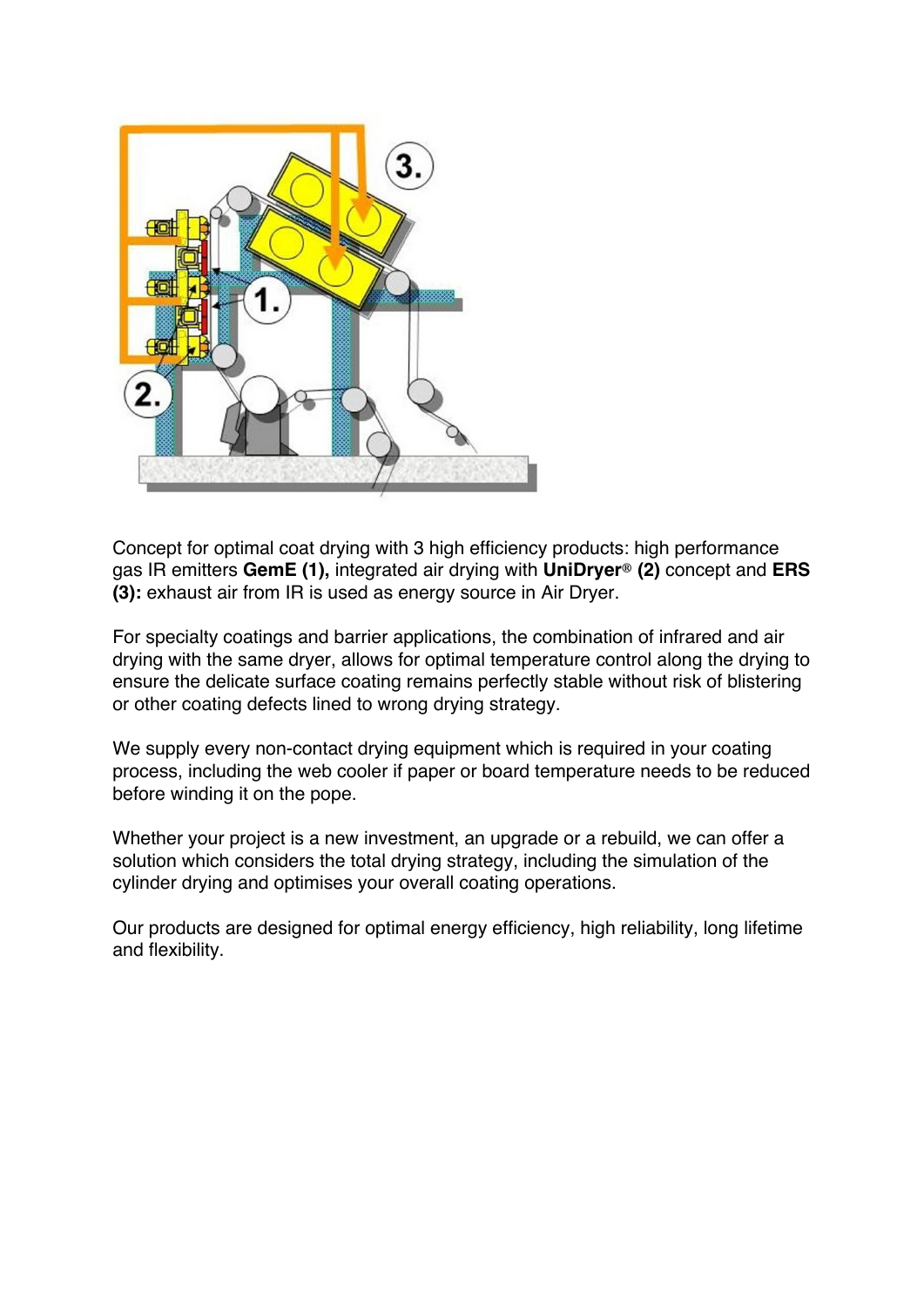Concept for optimal coat drying with 3 high efficiency products: high performance gas IR emitters **GemE (1),** integrated air drying with **UniDryer® (2)** concept and **ERS (3):** exhaust air from IR is used as energy source in Air Dryer.

For specialty coatings and barrier applications, the combination of infrared and air drying with the same dryer, allows for optimal temperature control along the drying to ensure the delicate surface coating remains perfectly stable without risk of blistering or other coating defects lined to wrong drying strategy.

We supply every non-contact drying equipment which is required in your coating process, including the web cooler if paper or board temperature needs to be reduced before winding it on the pope.

Whether your project is a new investment, an upgrade or a rebuild, we can offer a solution which considers the total drying strategy, including the simulation of the cylinder drying and optimises your overall coating operations.

Our products are designed for optimal energy efficiency, high reliability, long lifetime and flexibility.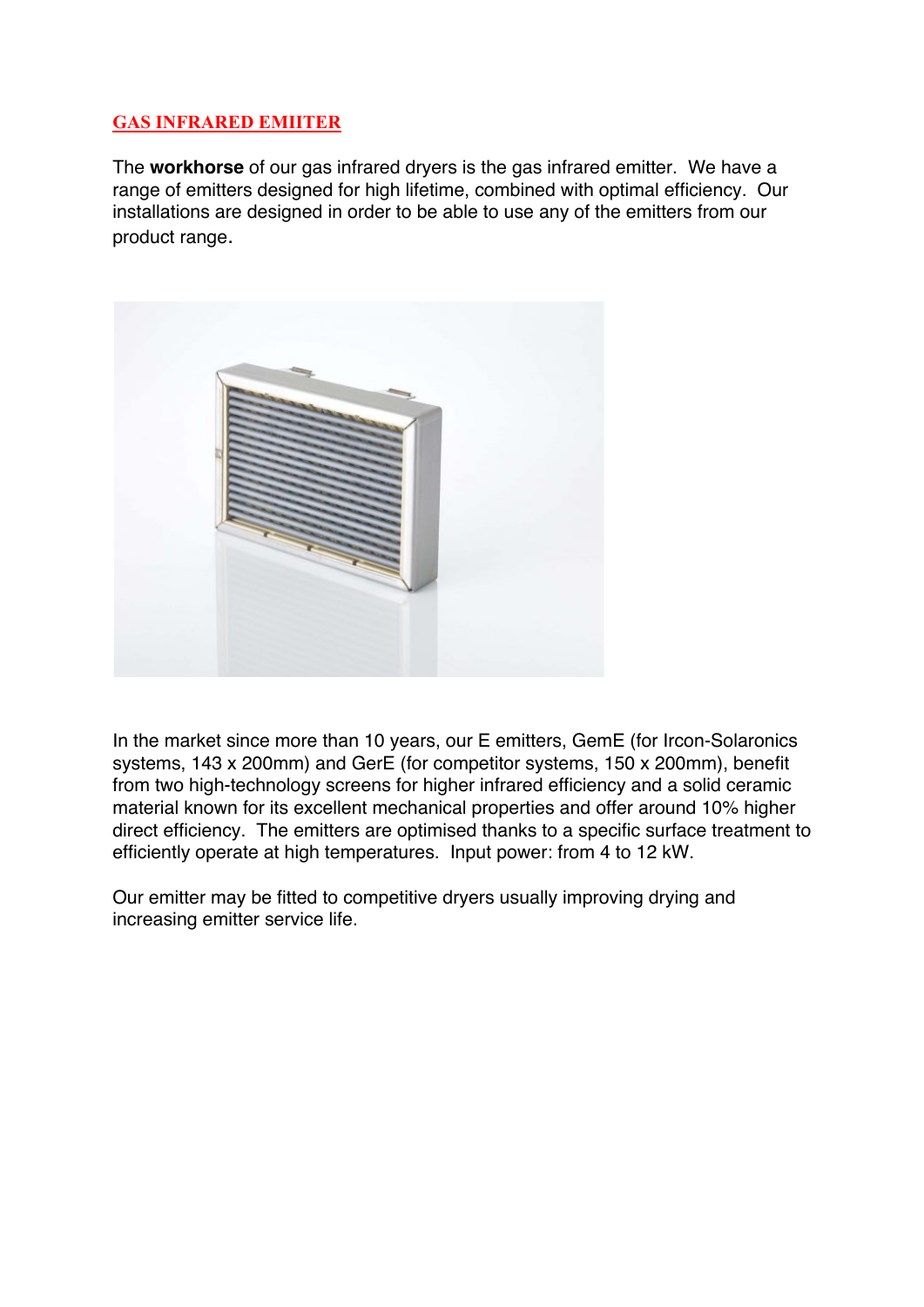## GAS INFRARED EMIITER

The **workhorse** of our gas infrared dryers is the gas infrared emitter. We have a range of emitters designed for high lifetime, combined with optimal efficiency. Our installations are designed in order to be able to use any of the emitters from our product range.

In the market since more than 10 years, our E emitters, GemE (for Ircon-Solaronics systems, 143 x 200mm) and GerE (for competitor systems, 150 x 200mm), benefit from two high-technology screens for higher infrared efficiency and a solid ceramic material known for its excellent mechanical properties and offer around 10% higher direct efficiency. The emitters are optimised thanks to a specific surface treatment to efficiently operate at high temperatures. Input power: from 4 to 12 kW.

Our emitter may be fitted to competitive dryers usually improving drying and increasing emitter service life.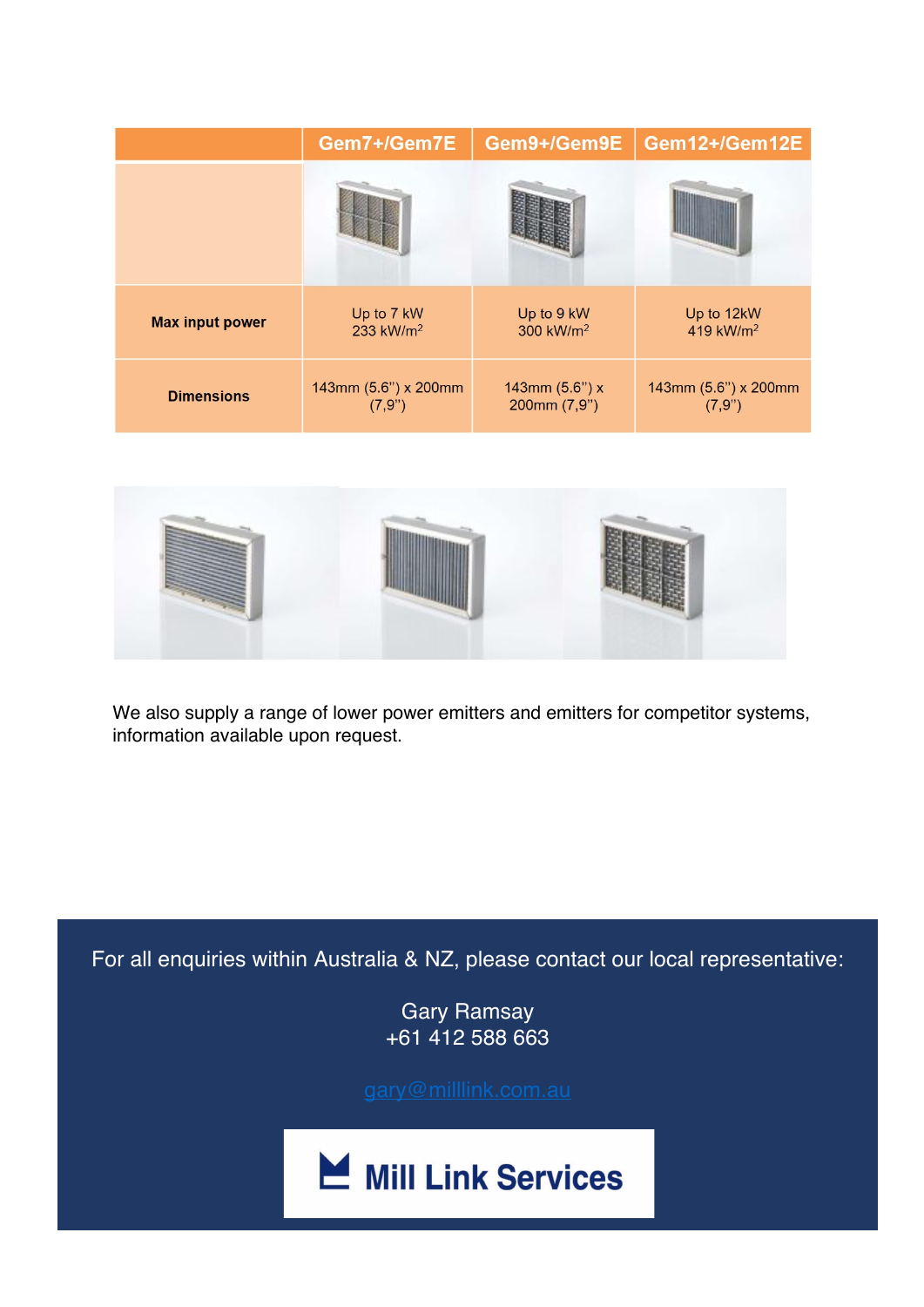| | Gem7+/Gem7E | Gem9+/Gem9E | Gem12+/Gem12E |
|---|---|---|---|
| | | | |
| **Max input power** | Up to 7 kW<br>233 kW/m$^2$ | Up to 9 kW<br>300 kW/m$^2$ | Up to 12kW<br>419 kW/m$^2$ |
| **Dimensions** | 143mm (5.6") x 200mm (7,9") | 143mm (5.6") x 200mm (7,9") | 143mm (5.6") x 200mm (7,9") |

We also supply a range of lower power emitters and emitters for competitor systems, information available upon request.

For all enquiries within Australia & NZ, please contact our local representative:

Gary Ramsay
+61 412 588 663

gary@milllink.com.au

**Mill Link Services**